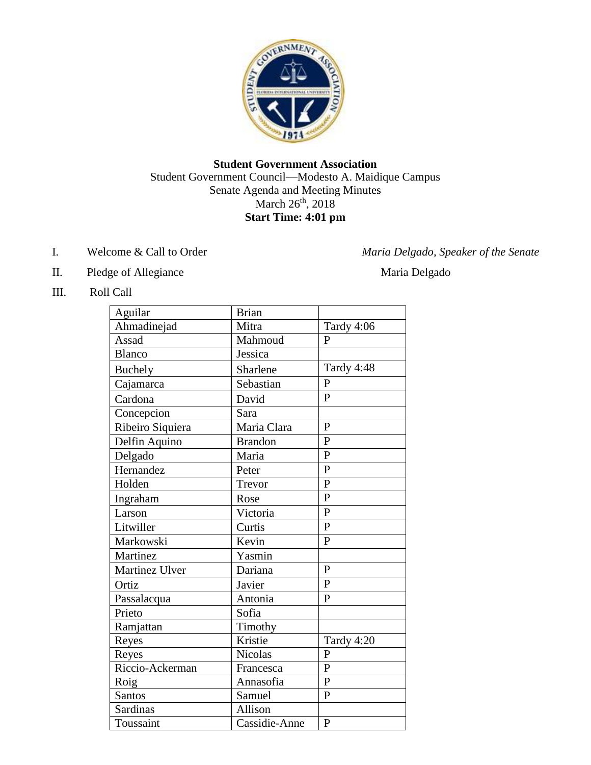**Student Government Association**

Student Government Council—Modesto A. Maidique Campus

Senate Agenda and Meeting Minutes

March 26th, 2018

**Start Time: 4:01 pm**

I. Welcome & Call to Order — *Maria Delgado, Speaker of the Senate*

II. Pledge of Allegiance — Maria Delgado

III. Roll Call

| | | |
|---|---|---|
| Aguilar | Brian | |
| Ahmadinejad | Mitra | Tardy 4:06 |
| Assad | Mahmoud | P |
| Blanco | Jessica | |
| Buchely | Sharlene | Tardy 4:48 |
| Cajamarca | Sebastian | P |
| Cardona | David | P |
| Concepcion | Sara | |
| Ribeiro Siquiera | Maria Clara | P |
| Delfin Aquino | Brandon | P |
| Delgado | Maria | P |
| Hernandez | Peter | P |
| Holden | Trevor | P |
| Ingraham | Rose | P |
| Larson | Victoria | P |
| Litwiller | Curtis | P |
| Markowski | Kevin | P |
| Martinez | Yasmin | |
| Martinez Ulver | Dariana | P |
| Ortiz | Javier | P |
| Passalacqua | Antonia | P |
| Prieto | Sofia | |
| Ramjattan | Timothy | |
| Reyes | Kristie | Tardy 4:20 |
| Reyes | Nicolas | P |
| Riccio-Ackerman | Francesca | P |
| Roig | Annasofia | P |
| Santos | Samuel | P |
| Sardinas | Allison | |
| Toussaint | Cassidie-Anne | P |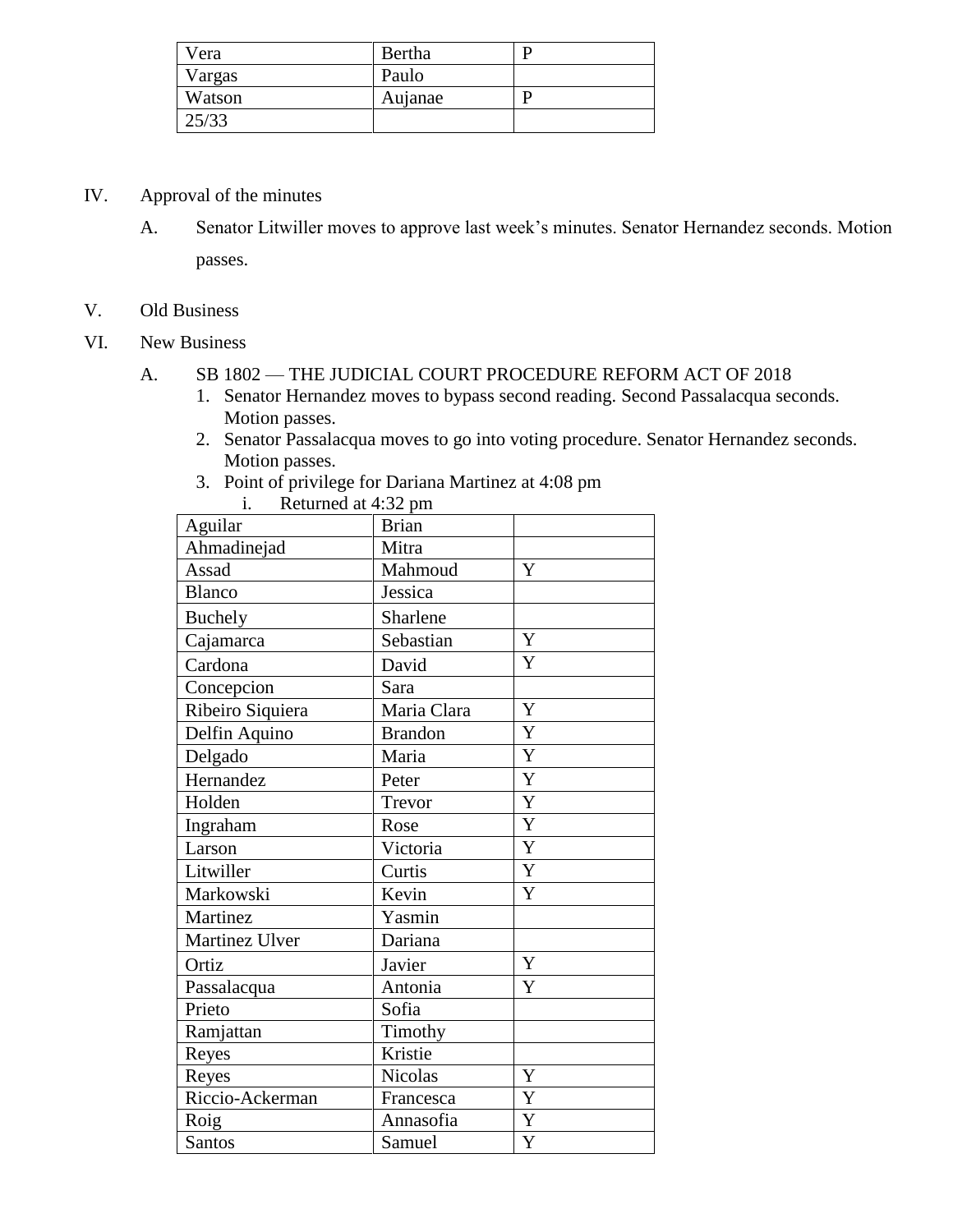| Vera | Bertha | P |
|---|---|---|
| Vargas | Paulo | |
| Watson | Aujanae | P |
| 25/33 | | |

IV. Approval of the minutes

A. Senator Litwiller moves to approve last week's minutes. Senator Hernandez seconds. Motion passes.

V. Old Business

VI. New Business

A. SB 1802 — THE JUDICIAL COURT PROCEDURE REFORM ACT OF 2018

1. Senator Hernandez moves to bypass second reading. Second Passalacqua seconds. Motion passes.
2. Senator Passalacqua moves to go into voting procedure. Senator Hernandez seconds. Motion passes.
3. Point of privilege for Dariana Martinez at 4:08 pm
   i. Returned at 4:32 pm

| Aguilar | Brian | |
|---|---|---|
| Ahmadinejad | Mitra | |
| Assad | Mahmoud | Y |
| Blanco | Jessica | |
| Buchely | Sharlene | |
| Cajamarca | Sebastian | Y |
| Cardona | David | Y |
| Concepcion | Sara | |
| Ribeiro Siquiera | Maria Clara | Y |
| Delfin Aquino | Brandon | Y |
| Delgado | Maria | Y |
| Hernandez | Peter | Y |
| Holden | Trevor | Y |
| Ingraham | Rose | Y |
| Larson | Victoria | Y |
| Litwiller | Curtis | Y |
| Markowski | Kevin | Y |
| Martinez | Yasmin | |
| Martinez Ulver | Dariana | |
| Ortiz | Javier | Y |
| Passalacqua | Antonia | Y |
| Prieto | Sofia | |
| Ramjattan | Timothy | |
| Reyes | Kristie | |
| Reyes | Nicolas | Y |
| Riccio-Ackerman | Francesca | Y |
| Roig | Annasofia | Y |
| Santos | Samuel | Y |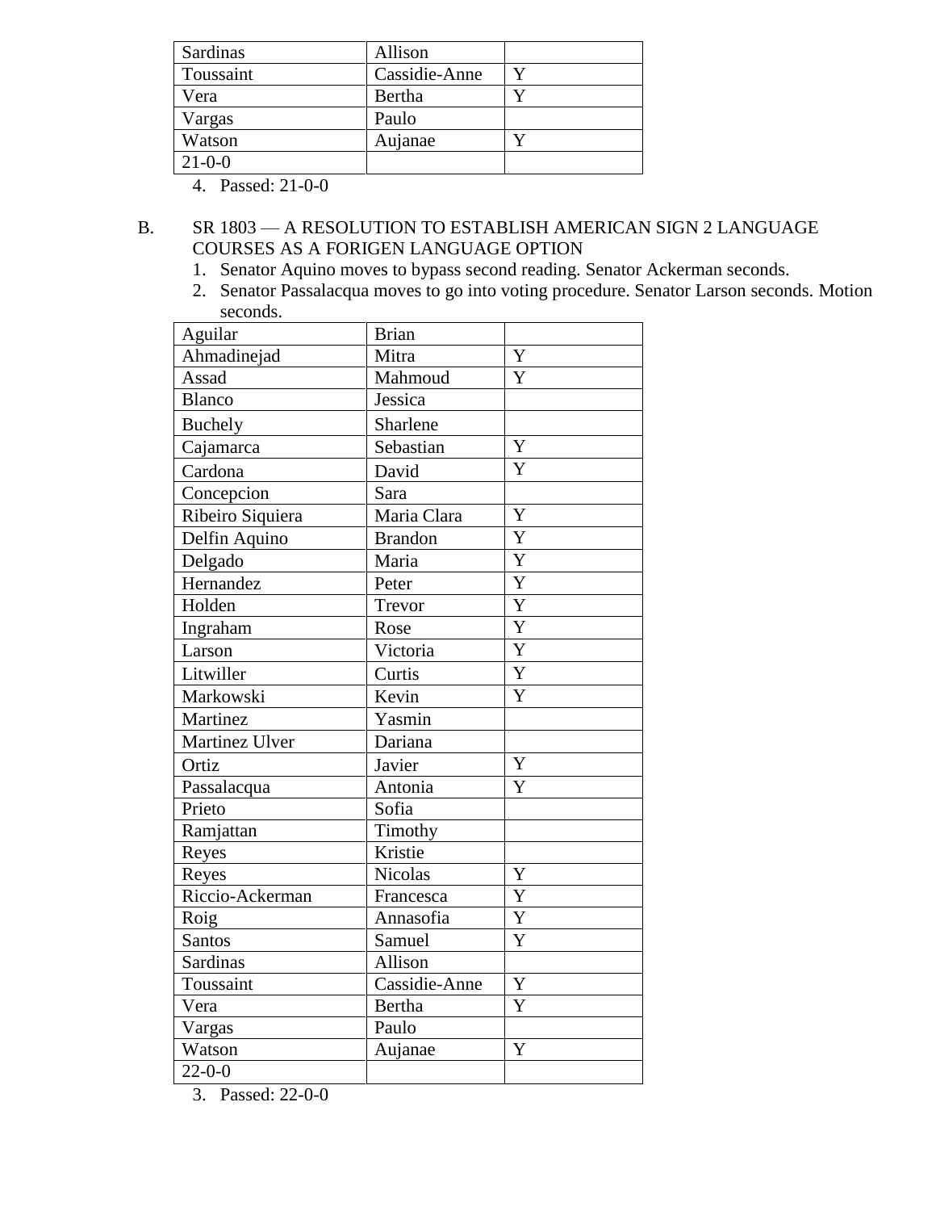| Sardinas | Allison | |
|---|---|---|
| Toussaint | Cassidie-Anne | Y |
| Vera | Bertha | Y |
| Vargas | Paulo | |
| Watson | Aujanae | Y |
| 21-0-0 | | |

4. Passed: 21-0-0

B. SR 1803 — A RESOLUTION TO ESTABLISH AMERICAN SIGN 2 LANGUAGE COURSES AS A FORIGEN LANGUAGE OPTION

1. Senator Aquino moves to bypass second reading. Senator Ackerman seconds.
2. Senator Passalacqua moves to go into voting procedure. Senator Larson seconds. Motion seconds.

| Aguilar | Brian | |
|---|---|---|
| Ahmadinejad | Mitra | Y |
| Assad | Mahmoud | Y |
| Blanco | Jessica | |
| Buchely | Sharlene | |
| Cajamarca | Sebastian | Y |
| Cardona | David | Y |
| Concepcion | Sara | |
| Ribeiro Siquiera | Maria Clara | Y |
| Delfin Aquino | Brandon | Y |
| Delgado | Maria | Y |
| Hernandez | Peter | Y |
| Holden | Trevor | Y |
| Ingraham | Rose | Y |
| Larson | Victoria | Y |
| Litwiller | Curtis | Y |
| Markowski | Kevin | Y |
| Martinez | Yasmin | |
| Martinez Ulver | Dariana | |
| Ortiz | Javier | Y |
| Passalacqua | Antonia | Y |
| Prieto | Sofia | |
| Ramjattan | Timothy | |
| Reyes | Kristie | |
| Reyes | Nicolas | Y |
| Riccio-Ackerman | Francesca | Y |
| Roig | Annasofia | Y |
| Santos | Samuel | Y |
| Sardinas | Allison | |
| Toussaint | Cassidie-Anne | Y |
| Vera | Bertha | Y |
| Vargas | Paulo | |
| Watson | Aujanae | Y |
| 22-0-0 | | |

3. Passed: 22-0-0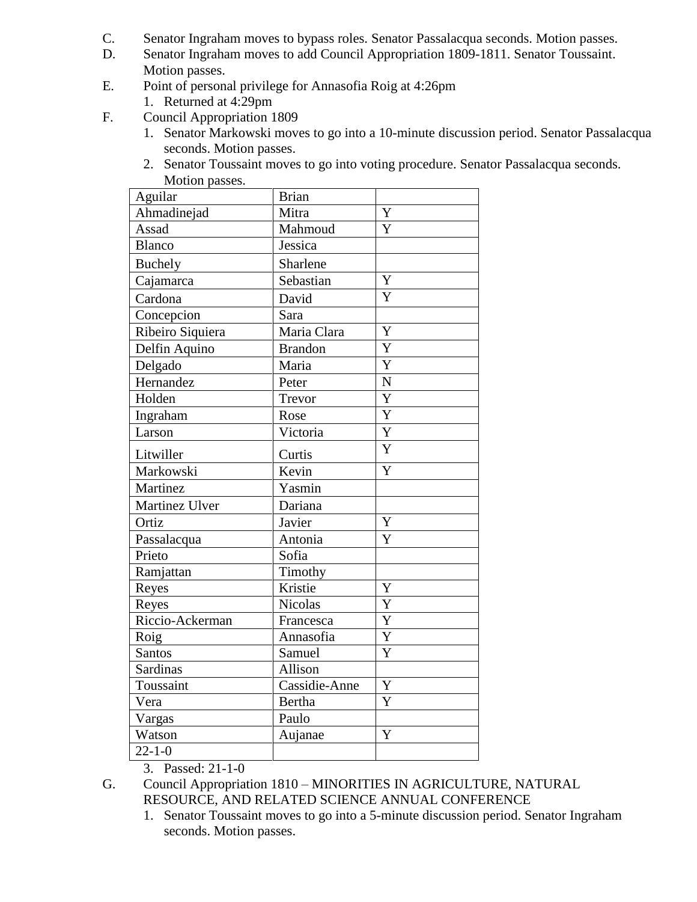C. Senator Ingraham moves to bypass roles. Senator Passalacqua seconds. Motion passes.

D. Senator Ingraham moves to add Council Appropriation 1809-1811. Senator Toussaint. Motion passes.

E. Point of personal privilege for Annasofia Roig at 4:26pm

1. Returned at 4:29pm

F. Council Appropriation 1809

1. Senator Markowski moves to go into a 10-minute discussion period. Senator Passalacqua seconds. Motion passes.
2. Senator Toussaint moves to go into voting procedure. Senator Passalacqua seconds. Motion passes.

| Aguilar | Brian | |
|---|---|---|
| Ahmadinejad | Mitra | Y |
| Assad | Mahmoud | Y |
| Blanco | Jessica | |
| Buchely | Sharlene | |
| Cajamarca | Sebastian | Y |
| Cardona | David | Y |
| Concepcion | Sara | |
| Ribeiro Siquiera | Maria Clara | Y |
| Delfin Aquino | Brandon | Y |
| Delgado | Maria | Y |
| Hernandez | Peter | N |
| Holden | Trevor | Y |
| Ingraham | Rose | Y |
| Larson | Victoria | Y |
| Litwiller | Curtis | Y |
| Markowski | Kevin | Y |
| Martinez | Yasmin | |
| Martinez Ulver | Dariana | |
| Ortiz | Javier | Y |
| Passalacqua | Antonia | Y |
| Prieto | Sofia | |
| Ramjattan | Timothy | |
| Reyes | Kristie | Y |
| Reyes | Nicolas | Y |
| Riccio-Ackerman | Francesca | Y |
| Roig | Annasofia | Y |
| Santos | Samuel | Y |
| Sardinas | Allison | |
| Toussaint | Cassidie-Anne | Y |
| Vera | Bertha | Y |
| Vargas | Paulo | |
| Watson | Aujanae | Y |
| 22-1-0 | | |

3. Passed: 21-1-0

G. Council Appropriation 1810 – MINORITIES IN AGRICULTURE, NATURAL RESOURCE, AND RELATED SCIENCE ANNUAL CONFERENCE

1. Senator Toussaint moves to go into a 5-minute discussion period. Senator Ingraham seconds. Motion passes.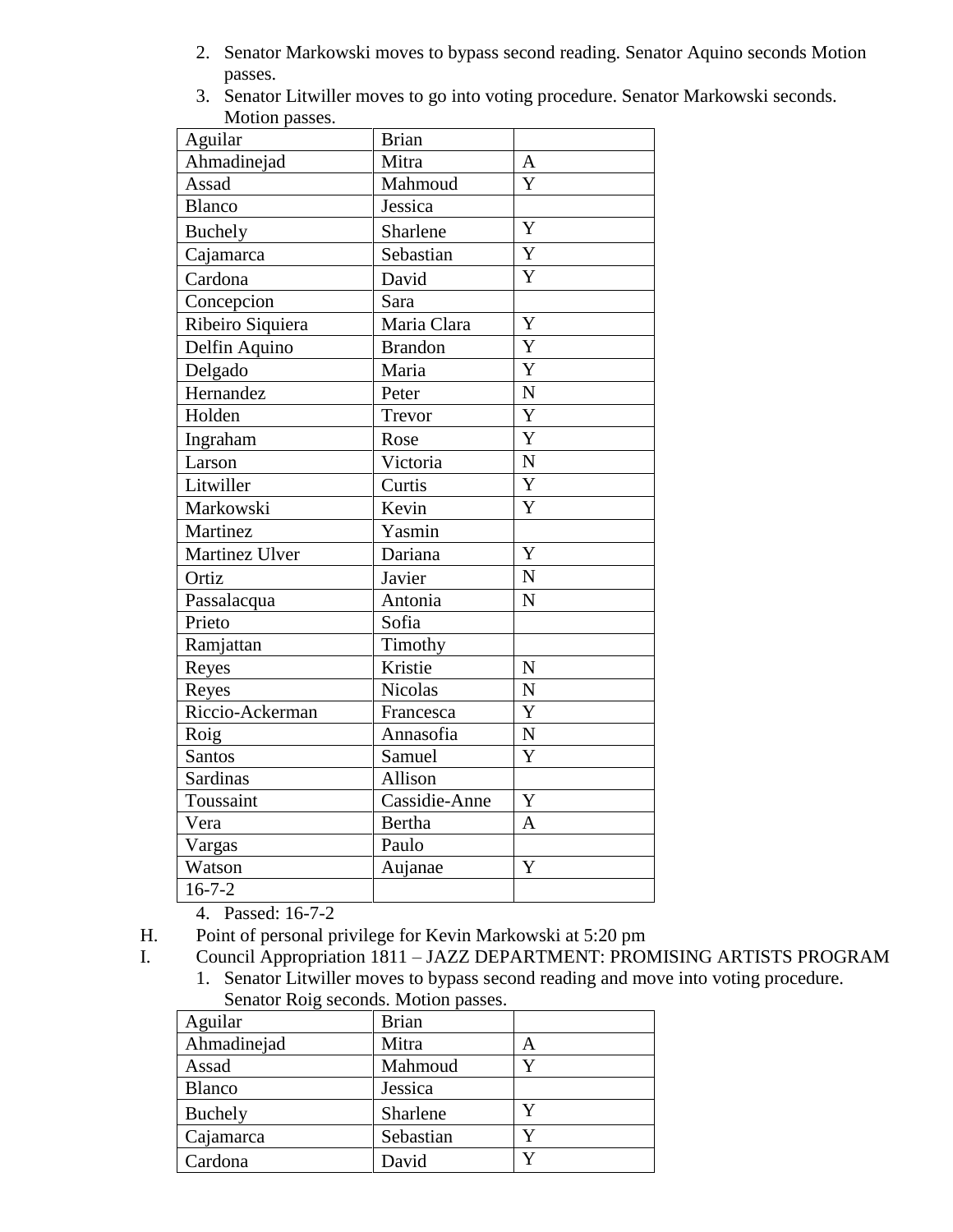2. Senator Markowski moves to bypass second reading. Senator Aquino seconds Motion passes.
3. Senator Litwiller moves to go into voting procedure. Senator Markowski seconds. Motion passes.

| Aguilar | Brian | |
|---|---|---|
| Ahmadinejad | Mitra | A |
| Assad | Mahmoud | Y |
| Blanco | Jessica | |
| Buchely | Sharlene | Y |
| Cajamarca | Sebastian | Y |
| Cardona | David | Y |
| Concepcion | Sara | |
| Ribeiro Siquiera | Maria Clara | Y |
| Delfin Aquino | Brandon | Y |
| Delgado | Maria | Y |
| Hernandez | Peter | N |
| Holden | Trevor | Y |
| Ingraham | Rose | Y |
| Larson | Victoria | N |
| Litwiller | Curtis | Y |
| Markowski | Kevin | Y |
| Martinez | Yasmin | |
| Martinez Ulver | Dariana | Y |
| Ortiz | Javier | N |
| Passalacqua | Antonia | N |
| Prieto | Sofia | |
| Ramjattan | Timothy | |
| Reyes | Kristie | N |
| Reyes | Nicolas | N |
| Riccio-Ackerman | Francesca | Y |
| Roig | Annasofia | N |
| Santos | Samuel | Y |
| Sardinas | Allison | |
| Toussaint | Cassidie-Anne | Y |
| Vera | Bertha | A |
| Vargas | Paulo | |
| Watson | Aujanae | Y |
| 16-7-2 | | |

4. Passed: 16-7-2

H. Point of personal privilege for Kevin Markowski at 5:20 pm

I. Council Appropriation 1811 – JAZZ DEPARTMENT: PROMISING ARTISTS PROGRAM

1. Senator Litwiller moves to bypass second reading and move into voting procedure. Senator Roig seconds. Motion passes.

| Aguilar | Brian | |
|---|---|---|
| Ahmadinejad | Mitra | A |
| Assad | Mahmoud | Y |
| Blanco | Jessica | |
| Buchely | Sharlene | Y |
| Cajamarca | Sebastian | Y |
| Cardona | David | Y |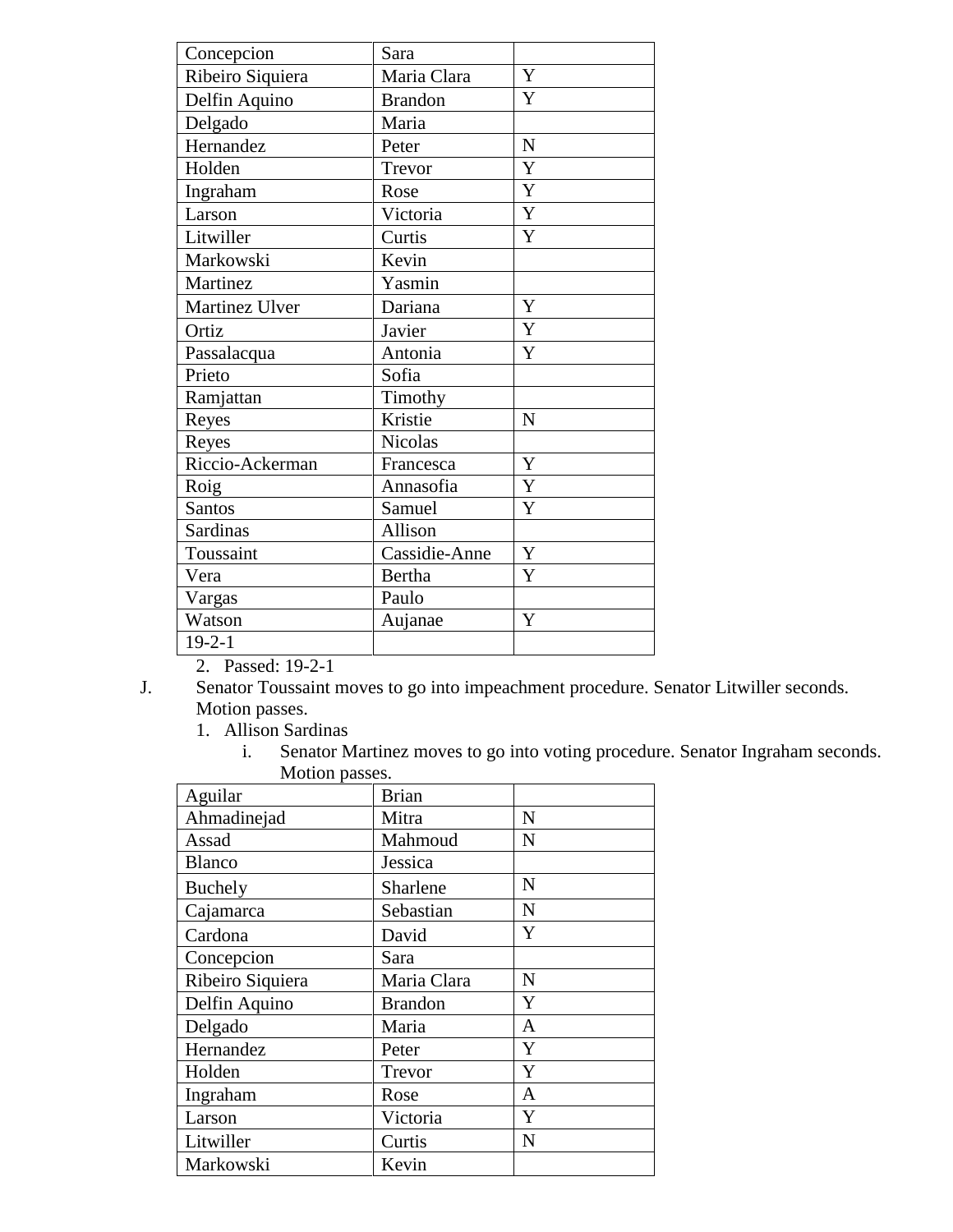| Concepcion | Sara | |
|---|---|---|
| Ribeiro Siquiera | Maria Clara | Y |
| Delfin Aquino | Brandon | Y |
| Delgado | Maria | |
| Hernandez | Peter | N |
| Holden | Trevor | Y |
| Ingraham | Rose | Y |
| Larson | Victoria | Y |
| Litwiller | Curtis | Y |
| Markowski | Kevin | |
| Martinez | Yasmin | |
| Martinez Ulver | Dariana | Y |
| Ortiz | Javier | Y |
| Passalacqua | Antonia | Y |
| Prieto | Sofia | |
| Ramjattan | Timothy | |
| Reyes | Kristie | N |
| Reyes | Nicolas | |
| Riccio-Ackerman | Francesca | Y |
| Roig | Annasofia | Y |
| Santos | Samuel | Y |
| Sardinas | Allison | |
| Toussaint | Cassidie-Anne | Y |
| Vera | Bertha | Y |
| Vargas | Paulo | |
| Watson | Aujanae | Y |
| 19-2-1 | | |

2. Passed: 19-2-1

J. Senator Toussaint moves to go into impeachment procedure. Senator Litwiller seconds. Motion passes.

1. Allison Sardinas
   i. Senator Martinez moves to go into voting procedure. Senator Ingraham seconds. Motion passes.

| Aguilar | Brian | |
|---|---|---|
| Ahmadinejad | Mitra | N |
| Assad | Mahmoud | N |
| Blanco | Jessica | |
| Buchely | Sharlene | N |
| Cajamarca | Sebastian | N |
| Cardona | David | Y |
| Concepcion | Sara | |
| Ribeiro Siquiera | Maria Clara | N |
| Delfin Aquino | Brandon | Y |
| Delgado | Maria | A |
| Hernandez | Peter | Y |
| Holden | Trevor | Y |
| Ingraham | Rose | A |
| Larson | Victoria | Y |
| Litwiller | Curtis | N |
| Markowski | Kevin | |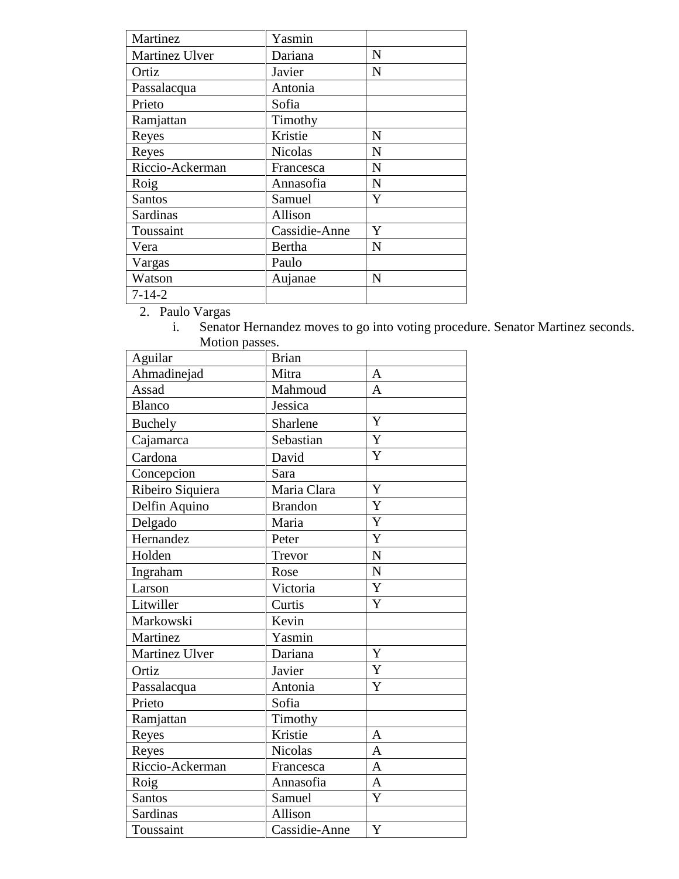| Martinez | Yasmin | |
|---|---|---|
| Martinez Ulver | Dariana | N |
| Ortiz | Javier | N |
| Passalacqua | Antonia | |
| Prieto | Sofia | |
| Ramjattan | Timothy | |
| Reyes | Kristie | N |
| Reyes | Nicolas | N |
| Riccio-Ackerman | Francesca | N |
| Roig | Annasofia | N |
| Santos | Samuel | Y |
| Sardinas | Allison | |
| Toussaint | Cassidie-Anne | Y |
| Vera | Bertha | N |
| Vargas | Paulo | |
| Watson | Aujanae | N |
| 7-14-2 | | |

2. Paulo Vargas
   i. Senator Hernandez moves to go into voting procedure. Senator Martinez seconds. Motion passes.

| Aguilar | Brian | |
|---|---|---|
| Ahmadinejad | Mitra | A |
| Assad | Mahmoud | A |
| Blanco | Jessica | |
| Buchely | Sharlene | Y |
| Cajamarca | Sebastian | Y |
| Cardona | David | Y |
| Concepcion | Sara | |
| Ribeiro Siquiera | Maria Clara | Y |
| Delfin Aquino | Brandon | Y |
| Delgado | Maria | Y |
| Hernandez | Peter | Y |
| Holden | Trevor | N |
| Ingraham | Rose | N |
| Larson | Victoria | Y |
| Litwiller | Curtis | Y |
| Markowski | Kevin | |
| Martinez | Yasmin | |
| Martinez Ulver | Dariana | Y |
| Ortiz | Javier | Y |
| Passalacqua | Antonia | Y |
| Prieto | Sofia | |
| Ramjattan | Timothy | |
| Reyes | Kristie | A |
| Reyes | Nicolas | A |
| Riccio-Ackerman | Francesca | A |
| Roig | Annasofia | A |
| Santos | Samuel | Y |
| Sardinas | Allison | |
| Toussaint | Cassidie-Anne | Y |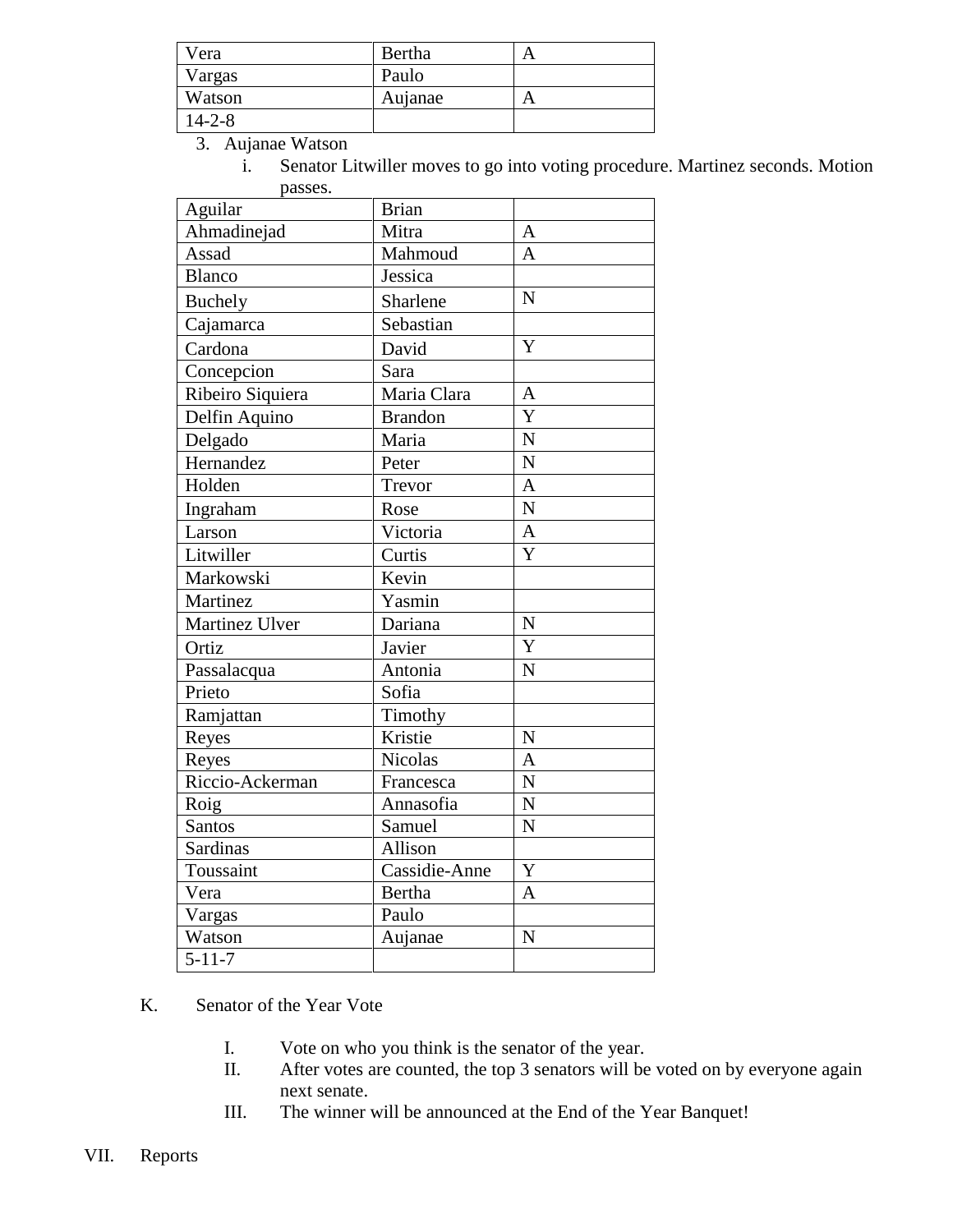| Vera | Bertha | A |
|---|---|---|
| Vargas | Paulo | |
| Watson | Aujanae | A |
| 14-2-8 | | |

3. Aujanae Watson
   i. Senator Litwiller moves to go into voting procedure. Martinez seconds. Motion passes.

| Aguilar | Brian | |
|---|---|---|
| Ahmadinejad | Mitra | A |
| Assad | Mahmoud | A |
| Blanco | Jessica | |
| Buchely | Sharlene | N |
| Cajamarca | Sebastian | |
| Cardona | David | Y |
| Concepcion | Sara | |
| Ribeiro Siquiera | Maria Clara | A |
| Delfin Aquino | Brandon | Y |
| Delgado | Maria | N |
| Hernandez | Peter | N |
| Holden | Trevor | A |
| Ingraham | Rose | N |
| Larson | Victoria | A |
| Litwiller | Curtis | Y |
| Markowski | Kevin | |
| Martinez | Yasmin | |
| Martinez Ulver | Dariana | N |
| Ortiz | Javier | Y |
| Passalacqua | Antonia | N |
| Prieto | Sofia | |
| Ramjattan | Timothy | |
| Reyes | Kristie | N |
| Reyes | Nicolas | A |
| Riccio-Ackerman | Francesca | N |
| Roig | Annasofia | N |
| Santos | Samuel | N |
| Sardinas | Allison | |
| Toussaint | Cassidie-Anne | Y |
| Vera | Bertha | A |
| Vargas | Paulo | |
| Watson | Aujanae | N |
| 5-11-7 | | |

K. Senator of the Year Vote

   I. Vote on who you think is the senator of the year.
   II. After votes are counted, the top 3 senators will be voted on by everyone again next senate.
   III. The winner will be announced at the End of the Year Banquet!

VII. Reports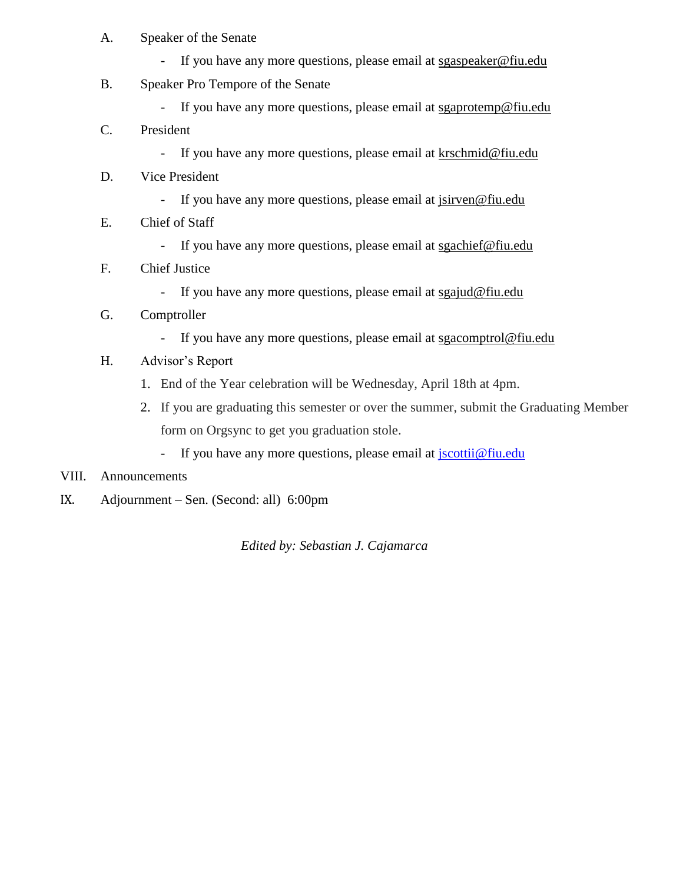A. Speaker of the Senate

- If you have any more questions, please email at sgaspeaker@fiu.edu

B. Speaker Pro Tempore of the Senate

- If you have any more questions, please email at sgaprotemp@fiu.edu

C. President

- If you have any more questions, please email at krschmid@fiu.edu

D. Vice President

- If you have any more questions, please email at jsirven@fiu.edu

E. Chief of Staff

- If you have any more questions, please email at sgachief@fiu.edu

F. Chief Justice

- If you have any more questions, please email at sgajud@fiu.edu

G. Comptroller

- If you have any more questions, please email at sgacomptrol@fiu.edu

H. Advisor's Report

1. End of the Year celebration will be Wednesday, April 18th at 4pm.
2. If you are graduating this semester or over the summer, submit the Graduating Member form on Orgsync to get you graduation stole.

- If you have any more questions, please email at jscottii@fiu.edu

VIII. Announcements

IX. Adjournment – Sen. (Second: all) 6:00pm

*Edited by: Sebastian J. Cajamarca*